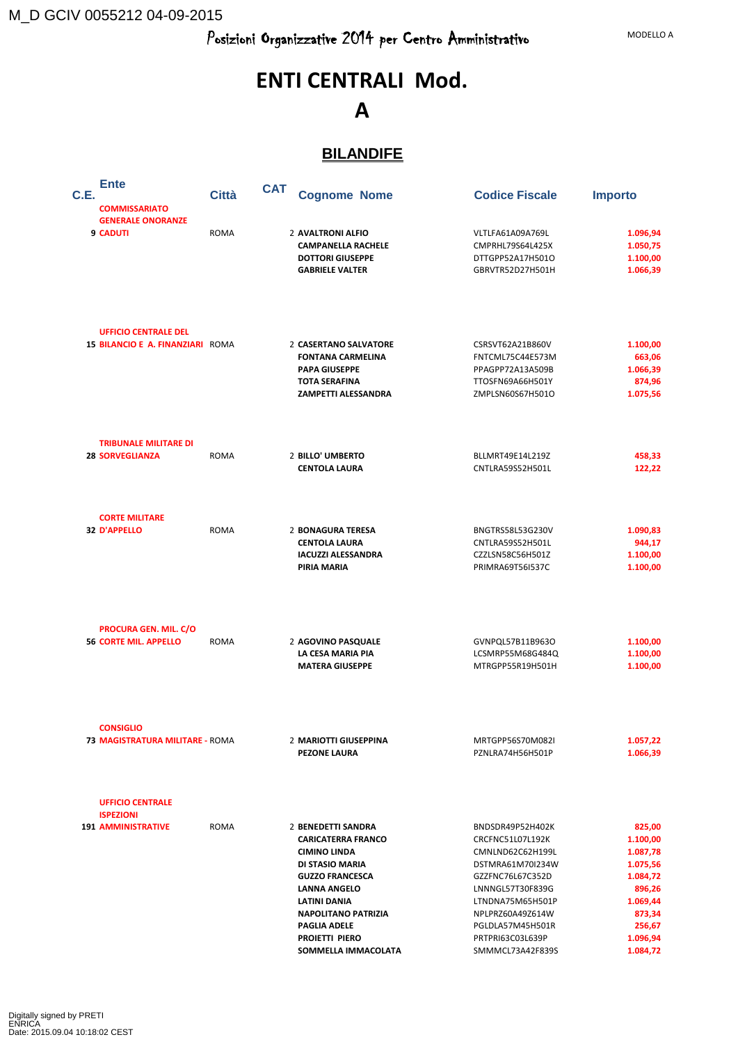M_D GCIV 0055212 04-09-2015

Posizioni Organizzative 2014 per Centro Amministrativo

MODELLO A

# ENTI CENTRALI Mod. A

## BILANDIFE

| C.E. | Ente | Città | CAT | Cognome Nome | Codice Fiscale | Importo |
|---|---|---|---|---|---|---|
| 9 | COMMISSARIATO GENERALE ONORANZE CADUTI | ROMA | 2 | AVALTRONI ALFIO | VLTLFA61A09A769L | 1.096,94 |
| | | | | CAMPANELLA RACHELE | CMPRHL79S64L425X | 1.050,75 |
| | | | | DOTTORI GIUSEPPE | DTTGPP52A17H501O | 1.100,00 |
| | | | | GABRIELE VALTER | GBRVTR52D27H501H | 1.066,39 |
| 15 | UFFICIO CENTRALE DEL BILANCIO E A. FINANZIARI | ROMA | 2 | CASERTANO SALVATORE | CSRSVT62A21B860V | 1.100,00 |
| | | | | FONTANA CARMELINA | FNTCML75C44E573M | 663,06 |
| | | | | PAPA GIUSEPPE | PPAGPP72A13A509B | 1.066,39 |
| | | | | TOTA SERAFINA | TTOSFN69A66H501Y | 874,96 |
| | | | | ZAMPETTI ALESSANDRA | ZMPLSN60S67H501O | 1.075,56 |
| 28 | TRIBUNALE MILITARE DI SORVEGLIANZA | ROMA | 2 | BILLO' UMBERTO | BLLMRT49E14L219Z | 458,33 |
| | | | | CENTOLA LAURA | CNTLRA59S52H501L | 122,22 |
| 32 | CORTE MILITARE D'APPELLO | ROMA | 2 | BONAGURA TERESA | BNGTRS58L53G230V | 1.090,83 |
| | | | | CENTOLA LAURA | CNTLRA59S52H501L | 944,17 |
| | | | | IACUZZI ALESSANDRA | CZZLSN58C56H501Z | 1.100,00 |
| | | | | PIRIA MARIA | PRIMRA69T56I537C | 1.100,00 |
| 56 | PROCURA GEN. MIL. C/O CORTE MIL. APPELLO | ROMA | 2 | AGOVINO PASQUALE | GVNPQL57B11B963O | 1.100,00 |
| | | | | LA CESA MARIA PIA | LCSMRP55M68G484Q | 1.100,00 |
| | | | | MATERA GIUSEPPE | MTRGPP55R19H501H | 1.100,00 |
| 73 | CONSIGLIO MAGISTRATURA MILITARE - | ROMA | 2 | MARIOTTI GIUSEPPINA | MRTGPP56S70M082I | 1.057,22 |
| | | | | PEZONE LAURA | PZNLRA74H56H501P | 1.066,39 |
| 191 | UFFICIO CENTRALE ISPEZIONI AMMINISTRATIVE | ROMA | 2 | BENEDETTI SANDRA | BNDSDR49P52H402K | 825,00 |
| | | | | CARICATERRA FRANCO | CRCFNC51L07L192K | 1.100,00 |
| | | | | CIMINO LINDA | CMNLND62C62H199L | 1.087,78 |
| | | | | DI STASIO MARIA | DSTMRA61M70I234W | 1.075,56 |
| | | | | GUZZO FRANCESCA | GZZFNC76L67C352D | 1.084,72 |
| | | | | LANNA ANGELO | LNNNGL57T30F839G | 896,26 |
| | | | | LATINI DANIA | LTNDNA75M65H501P | 1.069,44 |
| | | | | NAPOLITANO PATRIZIA | NPLPRZ60A49Z614W | 873,34 |
| | | | | PAGLIA ADELE | PGLDLA57M45H501R | 256,67 |
| | | | | PROIETTI PIERO | PRTPRI63C03L639P | 1.096,94 |
| | | | | SOMMELLA IMMACOLATA | SMMMCL73A42F839S | 1.084,72 |

Digitally signed by PRETI ENRICA
Date: 2015.09.04 10:18:02 CEST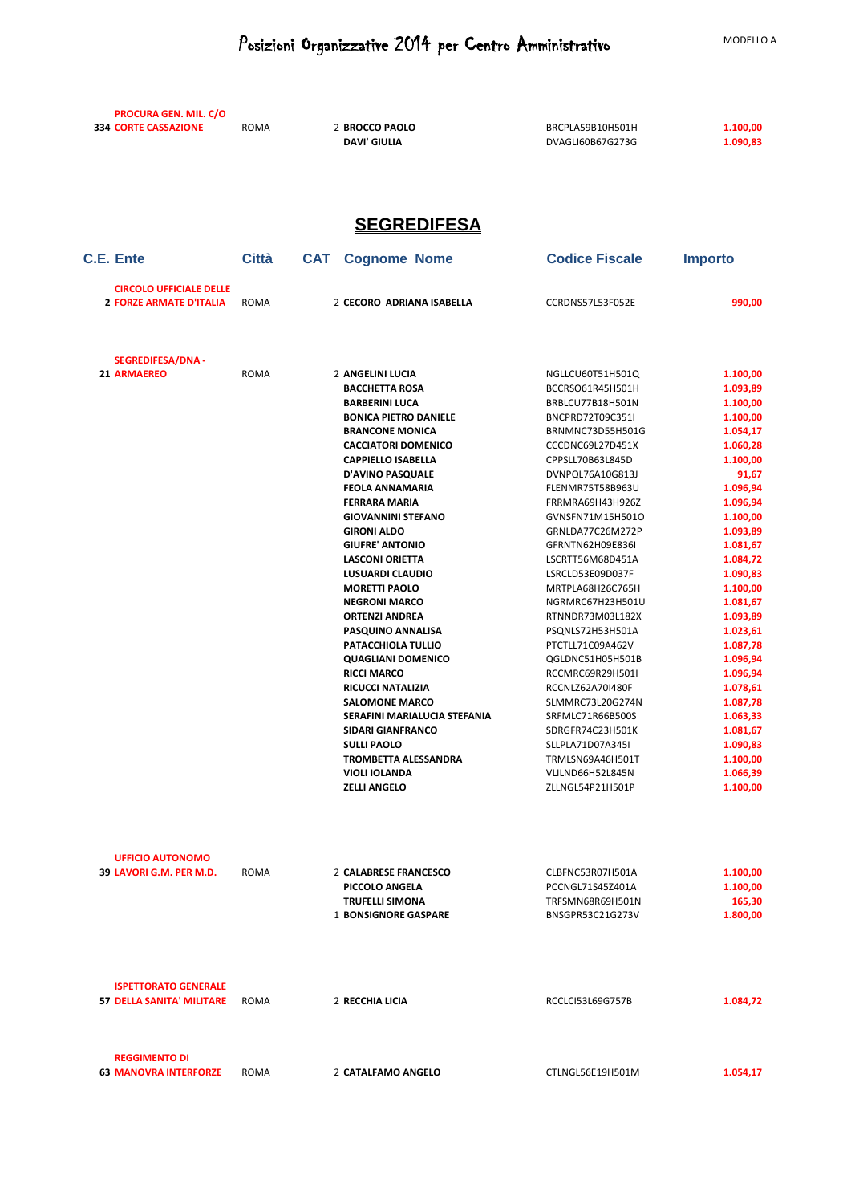# Posizioni Organizzative 2014 per Centro Amministrativo

MODELLO A

| C.E. | Ente | Città | CAT | Cognome Nome | Codice Fiscale | Importo |
|---|---|---|---|---|---|---|
| 334 | PROCURA GEN. MIL. C/O CORTE CASSAZIONE | ROMA | 2 | BROCCO PAOLO | BRCPLA59B10H501H | 1.100,00 |
| | | | | DAVI' GIULIA | DVAGLI60B67G273G | 1.090,83 |

## SEGREDIFESA

| C.E. | Ente | Città | CAT | Cognome Nome | Codice Fiscale | Importo |
|---|---|---|---|---|---|---|
| 2 | CIRCOLO UFFICIALE DELLE FORZE ARMATE D'ITALIA | ROMA | 2 | CECORO ADRIANA ISABELLA | CCRDNS57L53F052E | 990,00 |
| 21 | SEGREDIFESA/DNA - ARMAEREO | ROMA | 2 | ANGELINI LUCIA | NGLLCU60T51H501Q | 1.100,00 |
| | | | | BACCHETTA ROSA | BCCRSO61R45H501H | 1.093,89 |
| | | | | BARBERINI LUCA | BRBLCU77B18H501N | 1.100,00 |
| | | | | BONICA PIETRO DANIELE | BNCPRD72T09C351I | 1.100,00 |
| | | | | BRANCONE MONICA | BRNMNC73D55H501G | 1.054,17 |
| | | | | CACCIATORI DOMENICO | CCCDNC69L27D451X | 1.060,28 |
| | | | | CAPPIELLO ISABELLA | CPPSLL70B63L845D | 1.100,00 |
| | | | | D'AVINO PASQUALE | DVNPQL76A10G813J | 91,67 |
| | | | | FEOLA ANNAMARIA | FLENMR75T58B963U | 1.096,94 |
| | | | | FERRARA MARIA | FRRMRA69H43H926Z | 1.096,94 |
| | | | | GIOVANNINI STEFANO | GVNSFN71M15H501O | 1.100,00 |
| | | | | GIRONI ALDO | GRNLDA77C26M272P | 1.093,89 |
| | | | | GIUFRE' ANTONIO | GFRNTN62H09E836I | 1.081,67 |
| | | | | LASCONI ORIETTA | LSCRTT56M68D451A | 1.084,72 |
| | | | | LUSUARDI CLAUDIO | LSRCLD53E09D037F | 1.090,83 |
| | | | | MORETTI PAOLO | MRTPLA68H26C765H | 1.100,00 |
| | | | | NEGRONI MARCO | NGRMRC67H23H501U | 1.081,67 |
| | | | | ORTENZI ANDREA | RTNNDR73M03L182X | 1.093,89 |
| | | | | PASQUINO ANNALISA | PSQNLS72H53H501A | 1.023,61 |
| | | | | PATACCHIOLA TULLIO | PTCTLL71C09A462V | 1.087,78 |
| | | | | QUAGLIANI DOMENICO | QGLDNC51H05H501B | 1.096,94 |
| | | | | RICCI MARCO | RCCMRC69R29H501I | 1.096,94 |
| | | | | RICUCCI NATALIZIA | RCCNLZ62A70I480F | 1.078,61 |
| | | | | SALOMONE MARCO | SLMMRC73L20G274N | 1.087,78 |
| | | | | SERAFINI MARIALUCIA STEFANIA | SRFMLC71R66B500S | 1.063,33 |
| | | | | SIDARI GIANFRANCO | SDRGFR74C23H501K | 1.081,67 |
| | | | | SULLI PAOLO | SLLPLA71D07A345I | 1.090,83 |
| | | | | TROMBETTA ALESSANDRA | TRMLSN69A46H501T | 1.100,00 |
| | | | | VIOLI IOLANDA | VLILND66H52L845N | 1.066,39 |
| | | | | ZELLI ANGELO | ZLLNGL54P21H501P | 1.100,00 |
| 39 | UFFICIO AUTONOMO LAVORI G.M. PER M.D. | ROMA | 2 | CALABRESE FRANCESCO | CLBFNC53R07H501A | 1.100,00 |
| | | | | PICCOLO ANGELA | PCCNGL71S45Z401A | 1.100,00 |
| | | | | TRUFELLI SIMONA | TRFSMN68R69H501N | 165,30 |
| | | | 1 | BONSIGNORE GASPARE | BNSGPR53C21G273V | 1.800,00 |
| 57 | ISPETTORATO GENERALE DELLA SANITA' MILITARE | ROMA | 2 | RECCHIA LICIA | RCCLCI53L69G757B | 1.084,72 |
| 63 | REGGIMENTO DI MANOVRA INTERFORZE | ROMA | 2 | CATALFAMO ANGELO | CTLNGL56E19H501M | 1.054,17 |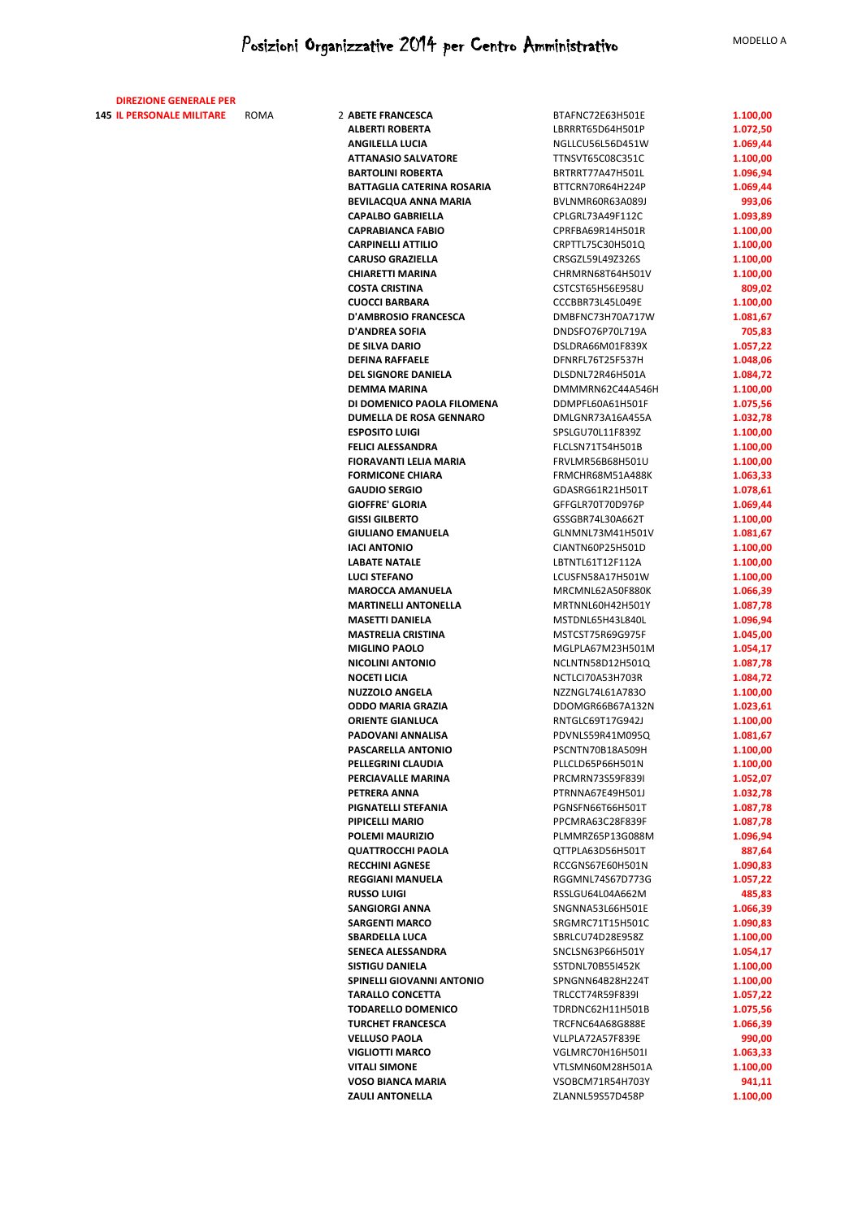# Posizioni Organizzative 2014 per Centro Amministrativo

MODELLO A

| | | | | | |
|---|---|---|---|---|---|
| 145 | DIREZIONE GENERALE PER IL PERSONALE MILITARE | ROMA | 2 | ABETE FRANCESCA | BTAFNC72E63H501E | 1.100,00 |
| | | | | ALBERTI ROBERTA | LBRRRT65D64H501P | 1.072,50 |
| | | | | ANGILELLA LUCIA | NGLLCU56L56D451W | 1.069,44 |
| | | | | ATTANASIO SALVATORE | TTNSVT65C08C351C | 1.100,00 |
| | | | | BARTOLINI ROBERTA | BRTRRT77A47H501L | 1.096,94 |
| | | | | BATTAGLIA CATERINA ROSARIA | BTTCRN70R64H224P | 1.069,44 |
| | | | | BEVILACQUA ANNA MARIA | BVLNMR60R63A089J | 993,06 |
| | | | | CAPALBO GABRIELLA | CPLGRL73A49F112C | 1.093,89 |
| | | | | CAPRABIANCA FABIO | CPRFBA69R14H501R | 1.100,00 |
| | | | | CARPINELLI ATTILIO | CRPTTL75C30H501Q | 1.100,00 |
| | | | | CARUSO GRAZIELLA | CRSGZL59L49Z326S | 1.100,00 |
| | | | | CHIARETTI MARINA | CHRMRN68T64H501V | 1.100,00 |
| | | | | COSTA CRISTINA | CSTCST65H56E958U | 809,02 |
| | | | | CUOCCI BARBARA | CCCBBR73L45L049E | 1.100,00 |
| | | | | D'AMBROSIO FRANCESCA | DMBFNC73H70A717W | 1.081,67 |
| | | | | D'ANDREA SOFIA | DNDSFO76P70L719A | 705,83 |
| | | | | DE SILVA DARIO | DSLDRA66M01F839X | 1.057,22 |
| | | | | DEFINA RAFFAELE | DFNRFL76T25F537H | 1.048,06 |
| | | | | DEL SIGNORE DANIELA | DLSDNL72R46H501A | 1.084,72 |
| | | | | DEMMA MARINA | DMMMRN62C44A546H | 1.100,00 |
| | | | | DI DOMENICO PAOLA FILOMENA | DDMPFL60A61H501F | 1.075,56 |
| | | | | DUMELLA DE ROSA GENNARO | DMLGNR73A16A455A | 1.032,78 |
| | | | | ESPOSITO LUIGI | SPSLGU70L11F839Z | 1.100,00 |
| | | | | FELICI ALESSANDRA | FLCLSN71T54H501B | 1.100,00 |
| | | | | FIORAVANTI LELIA MARIA | FRVLMR56B68H501U | 1.100,00 |
| | | | | FORMICONE CHIARA | FRMCHR68M51A488K | 1.063,33 |
| | | | | GAUDIO SERGIO | GDASRG61R21H501T | 1.078,61 |
| | | | | GIOFFRE' GLORIA | GFFGLR70T70D976P | 1.069,44 |
| | | | | GISSI GILBERTO | GSSGBR74L30A662T | 1.100,00 |
| | | | | GIULIANO EMANUELA | GLNMNL73M41H501V | 1.081,67 |
| | | | | IACI ANTONIO | CIANTN60P25H501D | 1.100,00 |
| | | | | LABATE NATALE | LBTNTL61T12F112A | 1.100,00 |
| | | | | LUCI STEFANO | LCUSFN58A17H501W | 1.100,00 |
| | | | | MAROCCA AMANUELA | MRCMNL62A50F880K | 1.066,39 |
| | | | | MARTINELLI ANTONELLA | MRTNNL60H42H501Y | 1.087,78 |
| | | | | MASETTI DANIELA | MSTDNL65H43L840L | 1.096,94 |
| | | | | MASTRELIA CRISTINA | MSTCST75R69G975F | 1.045,00 |
| | | | | MIGLINO PAOLO | MGLPLA67M23H501M | 1.054,17 |
| | | | | NICOLINI ANTONIO | NCLNTN58D12H501Q | 1.087,78 |
| | | | | NOCETI LICIA | NCTLCI70A53H703R | 1.084,72 |
| | | | | NUZZOLO ANGELA | NZZNGL74L61A783O | 1.100,00 |
| | | | | ODDO MARIA GRAZIA | DDOMGR66B67A132N | 1.023,61 |
| | | | | ORIENTE GIANLUCA | RNTGLC69T17G942J | 1.100,00 |
| | | | | PADOVANI ANNALISA | PDVNLS59R41M095Q | 1.081,67 |
| | | | | PASCARELLA ANTONIO | PSCNTN70B18A509H | 1.100,00 |
| | | | | PELLEGRINI CLAUDIA | PLLCLD65P66H501N | 1.100,00 |
| | | | | PERCIAVALLE MARINA | PRCMRN73S59F839I | 1.052,07 |
| | | | | PETRERA ANNA | PTRNNA67E49H501J | 1.032,78 |
| | | | | PIGNATELLI STEFANIA | PGNSFN66T66H501T | 1.087,78 |
| | | | | PIPICELLI MARIO | PPCMRA63C28F839F | 1.087,78 |
| | | | | POLEMI MAURIZIO | PLMMRZ65P13G088M | 1.096,94 |
| | | | | QUATTROCCHI PAOLA | QTTPLA63D56H501T | 887,64 |
| | | | | RECCHINI AGNESE | RCCGNS67E60H501N | 1.090,83 |
| | | | | REGGIANI MANUELA | RGGMNL74S67D773G | 1.057,22 |
| | | | | RUSSO LUIGI | RSSLGU64L04A662M | 485,83 |
| | | | | SANGIORGI ANNA | SNGNNA53L66H501E | 1.066,39 |
| | | | | SARGENTI MARCO | SRGMRC71T15H501C | 1.090,83 |
| | | | | SBARDELLA LUCA | SBRLCU74D28E958Z | 1.100,00 |
| | | | | SENECA ALESSANDRA | SNCLSN63P66H501Y | 1.054,17 |
| | | | | SISTIGU DANIELA | SSTDNL70B55I452K | 1.100,00 |
| | | | | SPINELLI GIOVANNI ANTONIO | SPNGNN64B28H224T | 1.100,00 |
| | | | | TARALLO CONCETTA | TRLCCT74R59F839I | 1.057,22 |
| | | | | TODARELLO DOMENICO | TDRDNC62H11H501B | 1.075,56 |
| | | | | TURCHET FRANCESCA | TRCFNC64A68G888E | 1.066,39 |
| | | | | VELLUSO PAOLA | VLLPLA72A57F839E | 990,00 |
| | | | | VIGLIOTTI MARCO | VGLMRC70H16H501I | 1.063,33 |
| | | | | VITALI SIMONE | VTLSMN60M28H501A | 1.100,00 |
| | | | | VOSO BIANCA MARIA | VSOBCM71R54H703Y | 941,11 |
| | | | | ZAULI ANTONELLA | ZLANNL59S57D458P | 1.100,00 |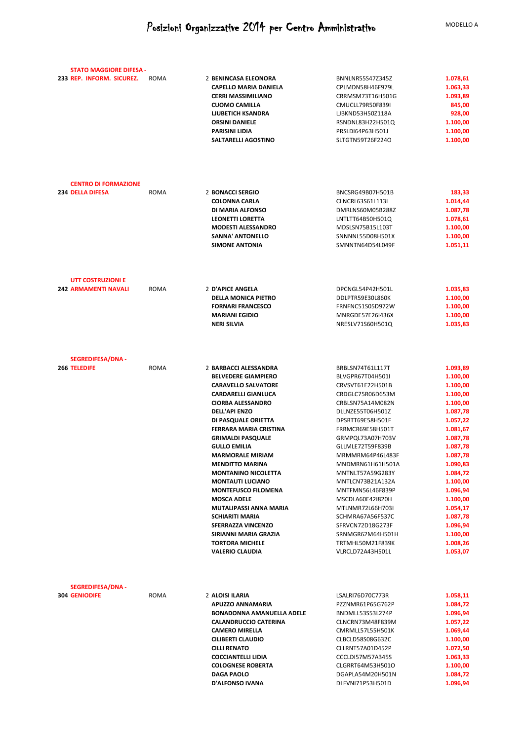# Posizioni Organizzative 2014 per Centro Amministrativo

MODELLO A

| Codice | Centro Amministrativo | Sede | | Nominativo | Codice Fiscale | Importo |
|---|---|---|---|---|---|---|
| 233 | STATO MAGGIORE DIFESA - REP. INFORM. SICUREZ. | ROMA | 2 | BENINCASA ELEONORA | BNNLNR55S47Z345Z | 1.078,61 |
| | | | | CAPELLO MARIA DANIELA | CPLMDN58H46F979L | 1.063,33 |
| | | | | CERRI MASSIMILIANO | CRRMSM73T16H501G | 1.093,89 |
| | | | | CUOMO CAMILLA | CMUCLL79R50F839I | 845,00 |
| | | | | LJUBETICH KSANDRA | LJBKND53H50Z118A | 928,00 |
| | | | | ORSINI DANIELE | RSNDNL83H22H501Q | 1.100,00 |
| | | | | PARISINI LIDIA | PRSLDI64P63H501J | 1.100,00 |
| | | | | SALTARELLI AGOSTINO | SLTGTN59T26F224O | 1.100,00 |
| 234 | CENTRO DI FORMAZIONE DELLA DIFESA | ROMA | 2 | BONACCI SERGIO | BNCSRG49B07H501B | 183,33 |
| | | | | COLONNA CARLA | CLNCRL63S61L113I | 1.014,44 |
| | | | | DI MARIA ALFONSO | DMRLNS60M05B288Z | 1.087,78 |
| | | | | LEONETTI LORETTA | LNTLTT64B50H501Q | 1.078,61 |
| | | | | MODESTI ALESSANDRO | MDSLSN75B15L103T | 1.100,00 |
| | | | | SANNA' ANTONELLO | SNNNNL55D08H501X | 1.100,00 |
| | | | | SIMONE ANTONIA | SMNNTN64D54L049F | 1.051,11 |
| 242 | UTT COSTRUZIONI E ARMAMENTI NAVALI | ROMA | 2 | D'APICE ANGELA | DPCNGL54P42H501L | 1.035,83 |
| | | | | DELLA MONICA PIETRO | DDLPTR59E30L860K | 1.100,00 |
| | | | | FORNARI FRANCESCO | FRNFNC51S05D972W | 1.100,00 |
| | | | | MARIANI EGIDIO | MNRGDE57E26I436X | 1.100,00 |
| | | | | NERI SILVIA | NRESLV71S60H501Q | 1.035,83 |
| 266 | SEGREDIFESA/DNA - TELEDIFE | ROMA | 2 | BARBACCI ALESSANDRA | BRBLSN74T61L117T | 1.093,89 |
| | | | | BELVEDERE GIAMPIERO | BLVGPR67T04H501I | 1.100,00 |
| | | | | CARAVELLO SALVATORE | CRVSVT61E22H501B | 1.100,00 |
| | | | | CARDARELLI GIANLUCA | CRDGLC75R06D653M | 1.100,00 |
| | | | | CIORBA ALESSANDRO | CRBLSN75A14M082N | 1.100,00 |
| | | | | DELL'API ENZO | DLLNZE55T06H501Z | 1.087,78 |
| | | | | DI PASQUALE ORIETTA | DPSRTT69E58H501F | 1.057,22 |
| | | | | FERRARA MARIA CRISTINA | FRRMCR69E58H501T | 1.081,67 |
| | | | | GRIMALDI PASQUALE | GRMPQL73A07H703V | 1.087,78 |
| | | | | GULLO EMILIA | GLLMLE72T59F839B | 1.087,78 |
| | | | | MARMORALE MIRIAM | MRMMRM64P46L483F | 1.087,78 |
| | | | | MENDITTO MARINA | MNDMRN61H61H501A | 1.090,83 |
| | | | | MONTANINO NICOLETTA | MNTNLT57A59G283Y | 1.084,72 |
| | | | | MONTAUTI LUCIANO | MNTLCN73B21A132A | 1.100,00 |
| | | | | MONTEFUSCO FILOMENA | MNTFMN56L46F839P | 1.096,94 |
| | | | | MOSCA ADELE | MSCDLA60E42I820H | 1.100,00 |
| | | | | MUTALIPASSI ANNA MARIA | MTLNMR72L66H703I | 1.054,17 |
| | | | | SCHIARITI MARIA | SCHMRA67A56F537C | 1.087,78 |
| | | | | SFERRAZZA VINCENZO | SFRVCN72D18G273F | 1.096,94 |
| | | | | SIRIANNI MARIA GRAZIA | SRNMGR62M64H501H | 1.100,00 |
| | | | | TORTORA MICHELE | TRTMHL50M21F839K | 1.008,26 |
| | | | | VALERIO CLAUDIA | VLRCLD72A43H501L | 1.053,07 |
| 304 | SEGREDIFESA/DNA - GENIODIFE | ROMA | 2 | ALOISI ILARIA | LSALRI76D70C773R | 1.058,11 |
| | | | | APUZZO ANNAMARIA | PZZNMR61P65G762P | 1.084,72 |
| | | | | BONADONNA AMANUELLA ADELE | BNDMLL53S53L274P | 1.096,94 |
| | | | | CALANDRUCCIO CATERINA | CLNCRN73M48F839M | 1.057,22 |
| | | | | CAMERO MIRELLA | CMRMLL57L55H501K | 1.069,44 |
| | | | | CILIBERTI CLAUDIO | CLBCLD58S08G632C | 1.100,00 |
| | | | | CILLI RENATO | CLLRNT57A01D452P | 1.072,50 |
| | | | | COCCIANTELLI LIDIA | CCCLDI57M57A345S | 1.063,33 |
| | | | | COLOGNESE ROBERTA | CLGRRT64M53H501O | 1.100,00 |
| | | | | DAGA PAOLO | DGAPLA54M20H501N | 1.084,72 |
| | | | | D'ALFONSO IVANA | DLFVNI71P53H501D | 1.096,94 |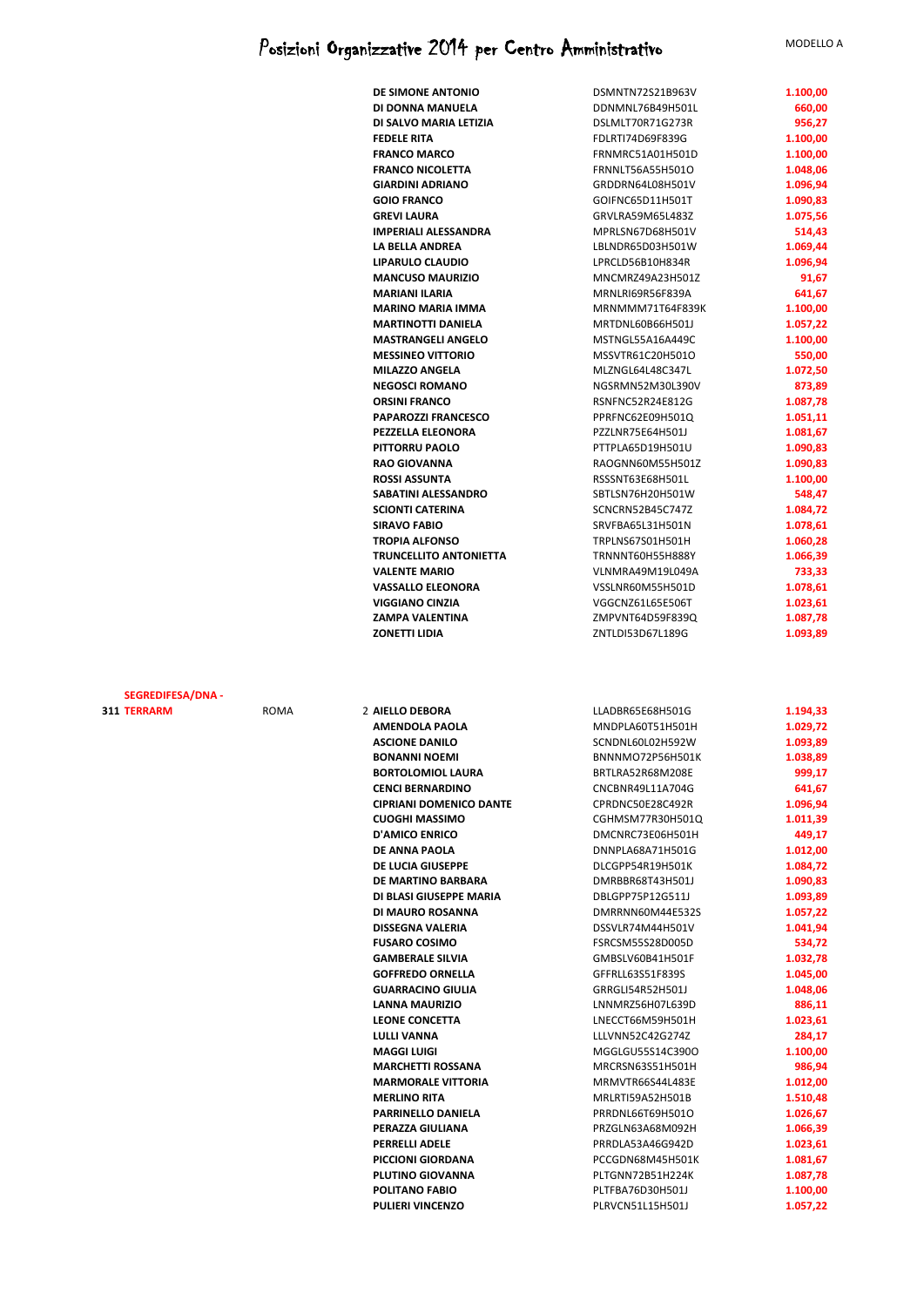# Posizioni Organizzative 2014 per Centro Amministrativo

MODELLO A

| | | | | | |
|---|---|---|---|---|---|
| | | | **DE SIMONE ANTONIO** | DSMNTN72S21B963V | **1.100,00** |
| | | | **DI DONNA MANUELA** | DDNMNL76B49H501L | **660,00** |
| | | | **DI SALVO MARIA LETIZIA** | DSLMLT70R71G273R | **956,27** |
| | | | **FEDELE RITA** | FDLRTI74D69F839G | **1.100,00** |
| | | | **FRANCO MARCO** | FRNMRC51A01H501D | **1.100,00** |
| | | | **FRANCO NICOLETTA** | FRNNLT56A55H501O | **1.048,06** |
| | | | **GIARDINI ADRIANO** | GRDDRN64L08H501V | **1.096,94** |
| | | | **GOIO FRANCO** | GOIFNC65D11H501T | **1.090,83** |
| | | | **GREVI LAURA** | GRVLRA59M65L483Z | **1.075,56** |
| | | | **IMPERIALI ALESSANDRA** | MPRLSN67D68H501V | **514,43** |
| | | | **LA BELLA ANDREA** | LBLNDR65D03H501W | **1.069,44** |
| | | | **LIPARULO CLAUDIO** | LPRCLD56B10H834R | **1.096,94** |
| | | | **MANCUSO MAURIZIO** | MNCMRZ49A23H501Z | **91,67** |
| | | | **MARIANI ILARIA** | MRNLRI69R56F839A | **641,67** |
| | | | **MARINO MARIA IMMA** | MRNMMM71T64F839K | **1.100,00** |
| | | | **MARTINOTTI DANIELA** | MRTDNL60B66H501J | **1.057,22** |
| | | | **MASTRANGELI ANGELO** | MSTNGL55A16A449C | **1.100,00** |
| | | | **MESSINEO VITTORIO** | MSSVTR61C20H501O | **550,00** |
| | | | **MILAZZO ANGELA** | MLZNGL64L48C347L | **1.072,50** |
| | | | **NEGOSCI ROMANO** | NGSRMN52M30L390V | **873,89** |
| | | | **ORSINI FRANCO** | RSNFNC52R24E812G | **1.087,78** |
| | | | **PAPAROZZI FRANCESCO** | PPRFNC62E09H501Q | **1.051,11** |
| | | | **PEZZELLA ELEONORA** | PZZLNR75E64H501J | **1.081,67** |
| | | | **PITTORRU PAOLO** | PTTPLA65D19H501U | **1.090,83** |
| | | | **RAO GIOVANNA** | RAOGNN60M55H501Z | **1.090,83** |
| | | | **ROSSI ASSUNTA** | RSSSNT63E68H501L | **1.100,00** |
| | | | **SABATINI ALESSANDRO** | SBTLSN76H20H501W | **548,47** |
| | | | **SCIONTI CATERINA** | SCNCRN52B45C747Z | **1.084,72** |
| | | | **SIRAVO FABIO** | SRVFBA65L31H501N | **1.078,61** |
| | | | **TROPIA ALFONSO** | TRPLNS67S01H501H | **1.060,28** |
| | | | **TRUNCELLITO ANTONIETTA** | TRNNNT60H55H888Y | **1.066,39** |
| | | | **VALENTE MARIO** | VLNMRA49M19L049A | **733,33** |
| | | | **VASSALLO ELEONORA** | VSSLNR60M55H501D | **1.078,61** |
| | | | **VIGGIANO CINZIA** | VGGCNZ61L65E506T | **1.023,61** |
| | | | **ZAMPA VALENTINA** | ZMPVNT64D59F839Q | **1.087,78** |
| | | | **ZONETTI LIDIA** | ZNTLDI53D67L189G | **1.093,89** |
| **311** | **SEGREDIFESA/DNA - TERRARM** | ROMA | 2 **AIELLO DEBORA** | LLADBR65E68H501G | **1.194,33** |
| | | | **AMENDOLA PAOLA** | MNDPLA60T51H501H | **1.029,72** |
| | | | **ASCIONE DANILO** | SCNDNL60L02H592W | **1.093,89** |
| | | | **BONANNI NOEMI** | BNNNMO72P56H501K | **1.038,89** |
| | | | **BORTOLOMIOL LAURA** | BRTLRA52R68M208E | **999,17** |
| | | | **CENCI BERNARDINO** | CNCBNR49L11A704G | **641,67** |
| | | | **CIPRIANI DOMENICO DANTE** | CPRDNC50E28C492R | **1.096,94** |
| | | | **CUOGHI MASSIMO** | CGHMSM77R30H501Q | **1.011,39** |
| | | | **D'AMICO ENRICO** | DMCNRC73E06H501H | **449,17** |
| | | | **DE ANNA PAOLA** | DNNPLA68A71H501G | **1.012,00** |
| | | | **DE LUCIA GIUSEPPE** | DLCGPP54R19H501K | **1.084,72** |
| | | | **DE MARTINO BARBARA** | DMRBBR68T43H501J | **1.090,83** |
| | | | **DI BLASI GIUSEPPE MARIA** | DBLGPP75P12G511J | **1.093,89** |
| | | | **DI MAURO ROSANNA** | DMRRNN60M44E532S | **1.057,22** |
| | | | **DISSEGNA VALERIA** | DSSVLR74M44H501V | **1.041,94** |
| | | | **FUSARO COSIMO** | FSRCSM55S28D005D | **534,72** |
| | | | **GAMBERALE SILVIA** | GMBSLV60B41H501F | **1.032,78** |
| | | | **GOFFREDO ORNELLA** | GFFRLL63S51F839S | **1.045,00** |
| | | | **GUARRACINO GIULIA** | GRRGLI54R52H501J | **1.048,06** |
| | | | **LANNA MAURIZIO** | LNNMRZ56H07L639D | **886,11** |
| | | | **LEONE CONCETTA** | LNECCT66M59H501H | **1.023,61** |
| | | | **LULLI VANNA** | LLLVNN52C42G274Z | **284,17** |
| | | | **MAGGI LUIGI** | MGGLGU55S14C390O | **1.100,00** |
| | | | **MARCHETTI ROSSANA** | MRCRSN63S51H501H | **986,94** |
| | | | **MARMORALE VITTORIA** | MRMVTR66S44L483E | **1.012,00** |
| | | | **MERLINO RITA** | MRLRTI59A52H501B | **1.510,48** |
| | | | **PARRINELLO DANIELA** | PRRDNL66T69H501O | **1.026,67** |
| | | | **PERAZZA GIULIANA** | PRZGLN63A68M092H | **1.066,39** |
| | | | **PERRELLI ADELE** | PRRDLA53A46G942D | **1.023,61** |
| | | | **PICCIONI GIORDANA** | PCCGDN68M45H501K | **1.081,67** |
| | | | **PLUTINO GIOVANNA** | PLTGNN72B51H224K | **1.087,78** |
| | | | **POLITANO FABIO** | PLTFBA76D30H501J | **1.100,00** |
| | | | **PULIERI VINCENZO** | PLRVCN51L15H501J | **1.057,22** |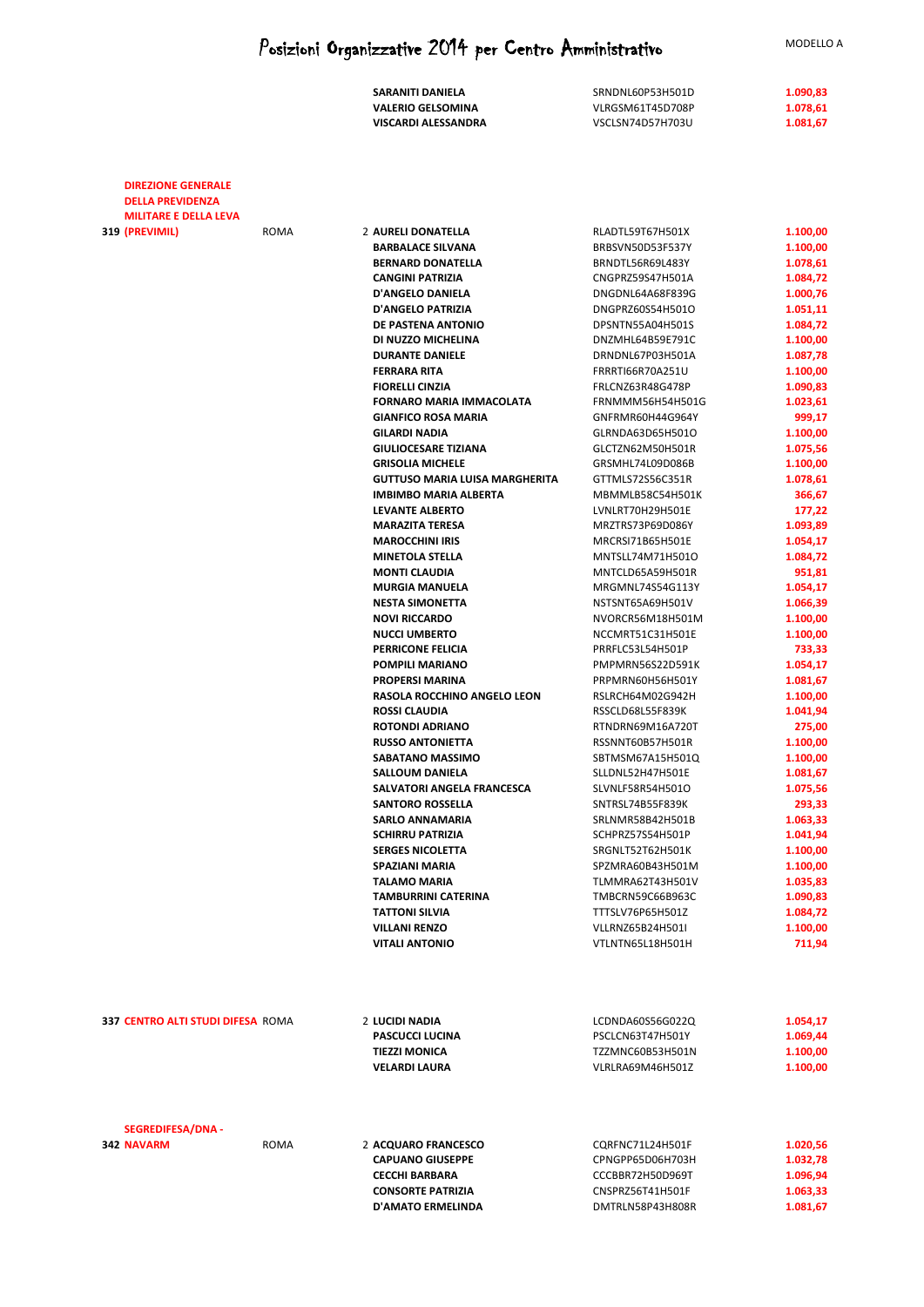# Posizioni Organizzative 2014 per Centro Amministrativo

MODELLO A

| Codice | Centro Amministrativo | Sede | N. | Nominativo | Codice Fiscale | Importo |
|---|---|---|---|---|---|---|
| | | | | **SARANITI DANIELA** | SRNDNL60P53H501D | **1.090,83** |
| | | | | **VALERIO GELSOMINA** | VLRGSM61T45D708P | **1.078,61** |
| | | | | **VISCARDI ALESSANDRA** | VSCLSN74D57H703U | **1.081,67** |
| **319** | **DIREZIONE GENERALE DELLA PREVIDENZA MILITARE E DELLA LEVA (PREVIMIL)** | ROMA | 2 | **AURELI DONATELLA** | RLADTL59T67H501X | **1.100,00** |
| | | | | **BARBALACE SILVANA** | BRBSVN50D53F537Y | **1.100,00** |
| | | | | **BERNARD DONATELLA** | BRNDTL56R69L483Y | **1.078,61** |
| | | | | **CANGINI PATRIZIA** | CNGPRZ59S47H501A | **1.084,72** |
| | | | | **D'ANGELO DANIELA** | DNGDNL64A68F839G | **1.000,76** |
| | | | | **D'ANGELO PATRIZIA** | DNGPRZ60S54H501O | **1.051,11** |
| | | | | **DE PASTENA ANTONIO** | DPSNTN55A04H501S | **1.084,72** |
| | | | | **DI NUZZO MICHELINA** | DNZMHL64B59E791C | **1.100,00** |
| | | | | **DURANTE DANIELE** | DRNDNL67P03H501A | **1.087,78** |
| | | | | **FERRARA RITA** | FRRRTI66R70A251U | **1.100,00** |
| | | | | **FIORELLI CINZIA** | FRLCNZ63R48G478P | **1.090,83** |
| | | | | **FORNARO MARIA IMMACOLATA** | FRNMMM56H54H501G | **1.023,61** |
| | | | | **GIANFICO ROSA MARIA** | GNFRMR60H44G964Y | **999,17** |
| | | | | **GILARDI NADIA** | GLRNDA63D65H501O | **1.100,00** |
| | | | | **GIULIOCESARE TIZIANA** | GLCTZN62M50H501R | **1.075,56** |
| | | | | **GRISOLIA MICHELE** | GRSMHL74L09D086B | **1.100,00** |
| | | | | **GUTTUSO MARIA LUISA MARGHERITA** | GTTMLS72S56C351R | **1.078,61** |
| | | | | **IMBIMBO MARIA ALBERTA** | MBMMLB58C54H501K | **366,67** |
| | | | | **LEVANTE ALBERTO** | LVNLRT70H29H501E | **177,22** |
| | | | | **MARAZITA TERESA** | MRZTRS73P69D086Y | **1.093,89** |
| | | | | **MAROCCHINI IRIS** | MRCRSI71B65H501E | **1.054,17** |
| | | | | **MINETOLA STELLA** | MNTSLL74M71H501O | **1.084,72** |
| | | | | **MONTI CLAUDIA** | MNTCLD65A59H501R | **951,81** |
| | | | | **MURGIA MANUELA** | MRGMNL74S54G113Y | **1.054,17** |
| | | | | **NESTA SIMONETTA** | NSTSNT65A69H501V | **1.066,39** |
| | | | | **NOVI RICCARDO** | NVORCR56M18H501M | **1.100,00** |
| | | | | **NUCCI UMBERTO** | NCCMRT51C31H501E | **1.100,00** |
| | | | | **PERRICONE FELICIA** | PRRFLC53L54H501P | **733,33** |
| | | | | **POMPILI MARIANO** | PMPMRN56S22D591K | **1.054,17** |
| | | | | **PROPERSI MARINA** | PRPMRN60H56H501Y | **1.081,67** |
| | | | | **RASOLA ROCCHINO ANGELO LEON** | RSLRCH64M02G942H | **1.100,00** |
| | | | | **ROSSI CLAUDIA** | RSSCLD68L55F839K | **1.041,94** |
| | | | | **ROTONDI ADRIANO** | RTNDRN69M16A720T | **275,00** |
| | | | | **RUSSO ANTONIETTA** | RSSNNT60B57H501R | **1.100,00** |
| | | | | **SABATANO MASSIMO** | SBTMSM67A15H501Q | **1.100,00** |
| | | | | **SALLOUM DANIELA** | SLLDNL52H47H501E | **1.081,67** |
| | | | | **SALVATORI ANGELA FRANCESCA** | SLVNLF58R54H501O | **1.075,56** |
| | | | | **SANTORO ROSSELLA** | SNTRSL74B55F839K | **293,33** |
| | | | | **SARLO ANNAMARIA** | SRLNMR58B42H501B | **1.063,33** |
| | | | | **SCHIRRU PATRIZIA** | SCHPRZ57S54H501P | **1.041,94** |
| | | | | **SERGES NICOLETTA** | SRGNLT52T62H501K | **1.100,00** |
| | | | | **SPAZIANI MARIA** | SPZMRA60B43H501M | **1.100,00** |
| | | | | **TALAMO MARIA** | TLMMRA62T43H501V | **1.035,83** |
| | | | | **TAMBURRINI CATERINA** | TMBCRN59C66B963C | **1.090,83** |
| | | | | **TATTONI SILVIA** | TTTSLV76P65H501Z | **1.084,72** |
| | | | | **VILLANI RENZO** | VLLRNZ65B24H501I | **1.100,00** |
| | | | | **VITALI ANTONIO** | VTLNTN65L18H501H | **711,94** |
| **337** | **CENTRO ALTI STUDI DIFESA** | ROMA | 2 | **LUCIDI NADIA** | LCDNDA60S56G022Q | **1.054,17** |
| | | | | **PASCUCCI LUCINA** | PSCLCN63T47H501Y | **1.069,44** |
| | | | | **TIEZZI MONICA** | TZZMNC60B53H501N | **1.100,00** |
| | | | | **VELARDI LAURA** | VLRLRA69M46H501Z | **1.100,00** |
| **342** | **SEGREDIFESA/DNA - NAVARM** | ROMA | 2 | **ACQUARO FRANCESCO** | CQRFNC71L24H501F | **1.020,56** |
| | | | | **CAPUANO GIUSEPPE** | CPNGPP65D06H703H | **1.032,78** |
| | | | | **CECCHI BARBARA** | CCCBBR72H50D969T | **1.096,94** |
| | | | | **CONSORTE PATRIZIA** | CNSPRZ56T41H501F | **1.063,33** |
| | | | | **D'AMATO ERMELINDA** | DMTRLN58P43H808R | **1.081,67** |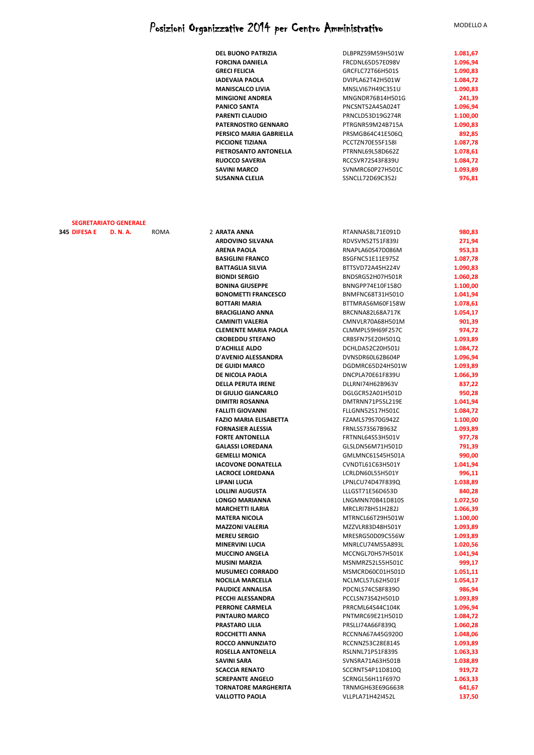# Posizioni Organizzative 2014 per Centro Amministrativo

MODELLO A

| | | | | | | |
|---|---|---|---|---|---|---|
| | | | | DEL BUONO PATRIZIA | DLBPRZ59M59H501W | 1.081,67 |
| | | | | FORCINA DANIELA | FRCDNL65D57E098V | 1.096,94 |
| | | | | GRECI FELICIA | GRCFLC72T66H501S | 1.090,83 |
| | | | | IADEVAIA PAOLA | DVIPLA62T42H501W | 1.084,72 |
| | | | | MANISCALCO LIVIA | MNSLVI67H49C351U | 1.090,83 |
| | | | | MINGIONE ANDREA | MNGNDR76B14H501G | 241,39 |
| | | | | PANICO SANTA | PNCSNT52A45A024T | 1.096,94 |
| | | | | PARENTI CLAUDIO | PRNCLD53D19G274R | 1.100,00 |
| | | | | PATERNOSTRO GENNARO | PTRGNR59M24B715A | 1.090,83 |
| | | | | PERSICO MARIA GABRIELLA | PRSMGB64C41E506Q | 892,85 |
| | | | | PICCIONE TIZIANA | PCCTZN70E55F158I | 1.087,78 |
| | | | | PIETROSANTO ANTONELLA | PTRNNL69L58D662Z | 1.078,61 |
| | | | | RUOCCO SAVERIA | RCCSVR72S43F839U | 1.084,72 |
| | | | | SAVINI MARCO | SVNMRC60P27H501C | 1.093,89 |
| | | | | SUSANNA CLELIA | SSNCLL72D69C352J | 976,81 |

**SEGRETARIATO GENERALE**

| | | | | | | |
|---|---|---|---|---|---|---|
| 345 DIFESA E | D. N. A. | ROMA | 2 | ARATA ANNA | RTANNA58L71E091D | 980,83 |
| | | | | ARDOVINO SILVANA | RDVSVN52T51F839J | 271,94 |
| | | | | ARENA PAOLA | RNAPLA60S47D086M | 953,33 |
| | | | | BASIGLINI FRANCO | BSGFNC51E11E975Z | 1.087,78 |
| | | | | BATTAGLIA SILVIA | BTTSVD72A45H224V | 1.090,83 |
| | | | | BIONDI SERGIO | BNDSRG52H07H501R | 1.060,28 |
| | | | | BONINA GIUSEPPE | BNNGPP74E10F158O | 1.100,00 |
| | | | | BONOMETTI FRANCESCO | BNMFNC68T31H501O | 1.041,94 |
| | | | | BOTTARI MARIA | BTTMRA56M60F158W | 1.078,61 |
| | | | | BRACIGLIANO ANNA | BRCNNA82L68A717K | 1.054,17 |
| | | | | CAMINITI VALERIA | CMNVLR70A68H501M | 901,39 |
| | | | | CLEMENTE MARIA PAOLA | CLMMPL59H69F257C | 974,72 |
| | | | | CROBEDDU STEFANO | CRBSFN75E20H501Q | 1.093,89 |
| | | | | D'ACHILLE ALDO | DCHLDA52C20H501J | 1.084,72 |
| | | | | D'AVENIO ALESSANDRA | DVNSDR60L62B604P | 1.096,94 |
| | | | | DE GUIDI MARCO | DGDMRC65D24H501W | 1.093,89 |
| | | | | DE NICOLA PAOLA | DNCPLA70E61F839U | 1.066,39 |
| | | | | DELLA PERUTA IRENE | DLLRNI74H62B963V | 837,22 |
| | | | | DI GIULIO GIANCARLO | DGLGCR52A01H501D | 950,28 |
| | | | | DIMITRI ROSANNA | DMTRNN71P55L219E | 1.041,94 |
| | | | | FALLITI GIOVANNI | FLLGNN52S17H501C | 1.084,72 |
| | | | | FAZIO MARIA ELISABETTA | FZAMLS79S70G942Z | 1.100,00 |
| | | | | FORNASIER ALESSIA | FRNLSS73S67B963Z | 1.093,89 |
| | | | | FORTE ANTONELLA | FRTNNL64S53H501V | 977,78 |
| | | | | GALASSI LOREDANA | GLSLDN56M71H501D | 791,39 |
| | | | | GEMELLI MONICA | GMLMNC61S45H501A | 990,00 |
| | | | | IACOVONE DONATELLA | CVNDTL61C63H501Y | 1.041,94 |
| | | | | LACROCE LOREDANA | LCRLDN60L55H501Y | 996,11 |
| | | | | LIPANI LUCIA | LPNLCU74D47F839Q | 1.038,89 |
| | | | | LOLLINI AUGUSTA | LLLGST71E56D653D | 840,28 |
| | | | | LONGO MARIANNA | LNGMNN70B41D810S | 1.072,50 |
| | | | | MARCHETTI ILARIA | MRCLRI78H51H282J | 1.066,39 |
| | | | | MATERA NICOLA | MTRNCL66T29H501W | 1.100,00 |
| | | | | MAZZONI VALERIA | MZZVLR83D48H501Y | 1.093,89 |
| | | | | MEREU SERGIO | MRESRG50D09C556W | 1.093,89 |
| | | | | MINERVINI LUCIA | MNRLCU74M55A893L | 1.020,56 |
| | | | | MUCCINO ANGELA | MCCNGL70H57H501K | 1.041,94 |
| | | | | MUSINI MARZIA | MSNMRZ52L55H501C | 999,17 |
| | | | | MUSUMECI CORRADO | MSMCRD60C01H501D | 1.051,11 |
| | | | | NOCILLA MARCELLA | NCLMCL57L62H501F | 1.054,17 |
| | | | | PAUDICE ANNALISA | PDCNLS74C58F839O | 986,94 |
| | | | | PECCHI ALESSANDRA | PCCLSN73S42H501D | 1.093,89 |
| | | | | PERRONE CARMELA | PRRCML64S44C104K | 1.096,94 |
| | | | | PINTAURO MARCO | PNTMRC69E21H501D | 1.084,72 |
| | | | | PRASTARO LILIA | PRSLLI74A66F839Q | 1.060,28 |
| | | | | ROCCHETTI ANNA | RCCNNA67A45G920O | 1.048,06 |
| | | | | ROCCO ANNUNZIATO | RCCNNZ53C28E814S | 1.093,89 |
| | | | | ROSELLA ANTONELLA | RSLNNL71P51F839S | 1.063,33 |
| | | | | SAVINI SARA | SVNSRA71A63H501B | 1.038,89 |
| | | | | SCACCIA RENATO | SCCRNT54P11D810Q | 919,72 |
| | | | | SCREPANTE ANGELO | SCRNGL56H11F697O | 1.063,33 |
| | | | | TORNATORE MARGHERITA | TRNMGH63E69G663R | 641,67 |
| | | | | VALLOTTO PAOLA | VLLPLA71H42I452L | 137,50 |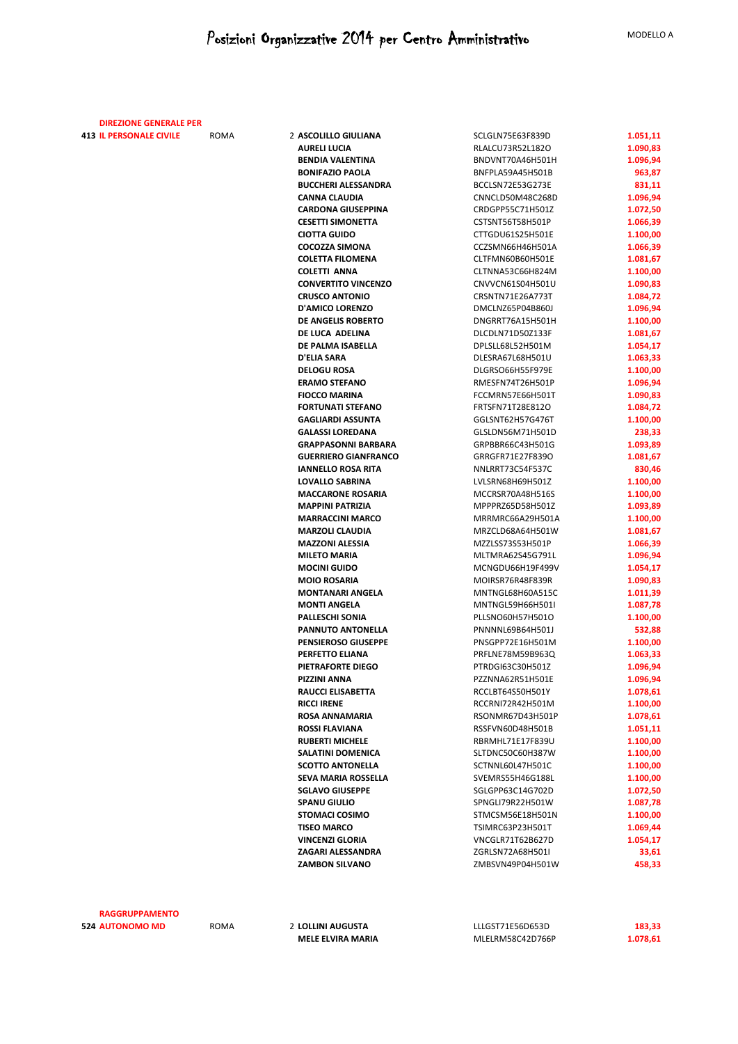# Posizioni Organizzative 2014 per Centro Amministrativo

MODELLO A

| | | | | | |
|---|---|---|---|---|---|
| 413 | DIREZIONE GENERALE PER IL PERSONALE CIVILE | ROMA | 2 | **ASCOLILLO GIULIANA** | SCLGLN75E63F839D | **1.051,11** |
| | | | | **AURELI LUCIA** | RLALCU73R52L182O | **1.090,83** |
| | | | | **BENDIA VALENTINA** | BNDVNT70A46H501H | **1.096,94** |
| | | | | **BONIFAZIO PAOLA** | BNFPLA59A45H501B | **963,87** |
| | | | | **BUCCHERI ALESSANDRA** | BCCLSN72E53G273E | **831,11** |
| | | | | **CANNA CLAUDIA** | CNNCLD50M48C268D | **1.096,94** |
| | | | | **CARDONA GIUSEPPINA** | CRDGPP55C71H501Z | **1.072,50** |
| | | | | **CESETTI SIMONETTA** | CSTSNT56T58H501P | **1.066,39** |
| | | | | **CIOTTA GUIDO** | CTTGDU61S25H501E | **1.100,00** |
| | | | | **COCOZZA SIMONA** | CCZSMN66H46H501A | **1.066,39** |
| | | | | **COLETTA FILOMENA** | CLTFMN60B60H501E | **1.081,67** |
| | | | | **COLETTI ANNA** | CLTNNA53C66H824M | **1.100,00** |
| | | | | **CONVERTITO VINCENZO** | CNVVCN61S04H501U | **1.090,83** |
| | | | | **CRUSCO ANTONIO** | CRSNTN71E26A773T | **1.084,72** |
| | | | | **D'AMICO LORENZO** | DMCLNZ65P04B860J | **1.096,94** |
| | | | | **DE ANGELIS ROBERTO** | DNGRRT76A15H501H | **1.100,00** |
| | | | | **DE LUCA ADELINA** | DLCDLN71D50Z133F | **1.081,67** |
| | | | | **DE PALMA ISABELLA** | DPLSLL68L52H501M | **1.054,17** |
| | | | | **D'ELIA SARA** | DLESRA67L68H501U | **1.063,33** |
| | | | | **DELOGU ROSA** | DLGRSO66H55F979E | **1.100,00** |
| | | | | **ERAMO STEFANO** | RMESFN74T26H501P | **1.096,94** |
| | | | | **FIOCCO MARINA** | FCCMRN57E66H501T | **1.090,83** |
| | | | | **FORTUNATI STEFANO** | FRTSFN71T28E812O | **1.084,72** |
| | | | | **GAGLIARDI ASSUNTA** | GGLSNT62H57G476T | **1.100,00** |
| | | | | **GALASSI LOREDANA** | GLSLDN56M71H501D | **238,33** |
| | | | | **GRAPPASONNI BARBARA** | GRPBBR66C43H501G | **1.093,89** |
| | | | | **GUERRIERO GIANFRANCO** | GRRGFR71E27F839O | **1.081,67** |
| | | | | **IANNELLO ROSA RITA** | NNLRRT73C54F537C | **830,46** |
| | | | | **LOVALLO SABRINA** | LVLSRN68H69H501Z | **1.100,00** |
| | | | | **MACCARONE ROSARIA** | MCCRSR70A48H516S | **1.100,00** |
| | | | | **MAPPINI PATRIZIA** | MPPPRZ65D58H501Z | **1.093,89** |
| | | | | **MARRACCINI MARCO** | MRRMRC66A29H501A | **1.100,00** |
| | | | | **MARZOLI CLAUDIA** | MRZCLD68A64H501W | **1.081,67** |
| | | | | **MAZZONI ALESSIA** | MZZLSS73S53H501P | **1.066,39** |
| | | | | **MILETO MARIA** | MLTMRA62S45G791L | **1.096,94** |
| | | | | **MOCINI GUIDO** | MCNGDU66H19F499V | **1.054,17** |
| | | | | **MOIO ROSARIA** | MOIRSR76R48F839R | **1.090,83** |
| | | | | **MONTANARI ANGELA** | MNTNGL68H60A515C | **1.011,39** |
| | | | | **MONTI ANGELA** | MNTNGL59H66H501I | **1.087,78** |
| | | | | **PALLESCHI SONIA** | PLLSNO60H57H501O | **1.100,00** |
| | | | | **PANNUTO ANTONELLA** | PNNNNL69B64H501J | **532,88** |
| | | | | **PENSIEROSO GIUSEPPE** | PNSGPP72E16H501M | **1.100,00** |
| | | | | **PERFETTO ELIANA** | PRFLNE78M59B963Q | **1.063,33** |
| | | | | **PIETRAFORTE DIEGO** | PTRDGI63C30H501Z | **1.096,94** |
| | | | | **PIZZINI ANNA** | PZZNNA62R51H501E | **1.096,94** |
| | | | | **RAUCCI ELISABETTA** | RCCLBT64S50H501Y | **1.078,61** |
| | | | | **RICCI IRENE** | RCCRNI72R42H501M | **1.100,00** |
| | | | | **ROSA ANNAMARIA** | RSONMR67D43H501P | **1.078,61** |
| | | | | **ROSSI FLAVIANA** | RSSFVN60D48H501B | **1.051,11** |
| | | | | **RUBERTI MICHELE** | RBRMHL71E17F839U | **1.100,00** |
| | | | | **SALATINI DOMENICA** | SLTDNC50C60H387W | **1.100,00** |
| | | | | **SCOTTO ANTONELLA** | SCTNNL60L47H501C | **1.100,00** |
| | | | | **SEVA MARIA ROSSELLA** | SVEMRS55H46G188L | **1.100,00** |
| | | | | **SGLAVO GIUSEPPE** | SGLGPP63C14G702D | **1.072,50** |
| | | | | **SPANU GIULIO** | SPNGLI79R22H501W | **1.087,78** |
| | | | | **STOMACI COSIMO** | STMCSM56E18H501N | **1.100,00** |
| | | | | **TISEO MARCO** | TSIMRC63P23H501T | **1.069,44** |
| | | | | **VINCENZI GLORIA** | VNCGLR71T62B627D | **1.054,17** |
| | | | | **ZAGARI ALESSANDRA** | ZGRLSN72A68H501I | **33,61** |
| | | | | **ZAMBON SILVANO** | ZMBSVN49P04H501W | **458,33** |
| 524 | RAGGRUPPAMENTO AUTONOMO MD | ROMA | 2 | **LOLLINI AUGUSTA** | LLLGST71E56D653D | **183,33** |
| | | | | **MELE ELVIRA MARIA** | MLELRM58C42D766P | **1.078,61** |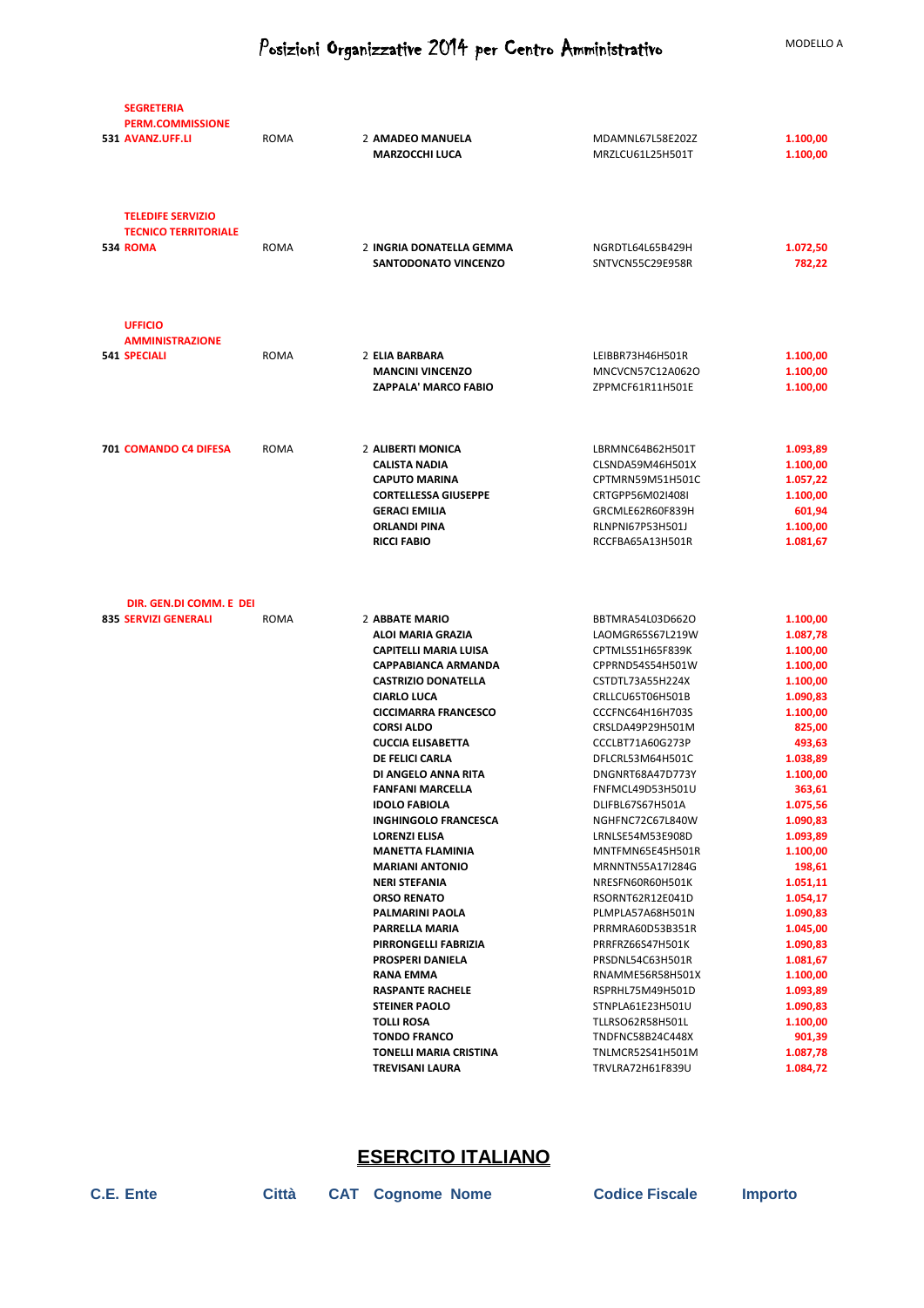# Posizioni Organizzative 2014 per Centro Amministrativo

MODELLO A

| C.E. | Ente | Città | CAT | Cognome Nome | Codice Fiscale | Importo |
|---|---|---|---|---|---|---|
| 531 | SEGRETERIA PERM.COMMISSIONE AVANZ.UFF.LI | ROMA | 2 | AMADEO MANUELA | MDAMNL67L58E202Z | 1.100,00 |
| | | | | MARZOCCHI LUCA | MRZLCU61L25H501T | 1.100,00 |
| 534 | TELEDIFE SERVIZIO TECNICO TERRITORIALE ROMA | ROMA | 2 | INGRIA DONATELLA GEMMA | NGRDTL64L65B429H | 1.072,50 |
| | | | | SANTODONATO VINCENZO | SNTVCN55C29E958R | 782,22 |
| 541 | UFFICIO AMMINISTRAZIONE SPECIALI | ROMA | 2 | ELIA BARBARA | LEIBBR73H46H501R | 1.100,00 |
| | | | | MANCINI VINCENZO | MNCVCN57C12A062O | 1.100,00 |
| | | | | ZAPPALA' MARCO FABIO | ZPPMCF61R11H501E | 1.100,00 |
| 701 | COMANDO C4 DIFESA | ROMA | 2 | ALIBERTI MONICA | LBRMNC64B62H501T | 1.093,89 |
| | | | | CALISTA NADIA | CLSNDA59M46H501X | 1.100,00 |
| | | | | CAPUTO MARINA | CPTMRN59M51H501C | 1.057,22 |
| | | | | CORTELLESSA GIUSEPPE | CRTGPP56M02I408I | 1.100,00 |
| | | | | GERACI EMILIA | GRCMLE62R60F839H | 601,94 |
| | | | | ORLANDI PINA | RLNPNI67P53H501J | 1.100,00 |
| | | | | RICCI FABIO | RCCFBA65A13H501R | 1.081,67 |
| 835 | DIR. GEN.DI COMM. E DEI SERVIZI GENERALI | ROMA | 2 | ABBATE MARIO | BBTMRA54L03D662O | 1.100,00 |
| | | | | ALOI MARIA GRAZIA | LAOMGR65S67L219W | 1.087,78 |
| | | | | CAPITELLI MARIA LUISA | CPTMLS51H65F839K | 1.100,00 |
| | | | | CAPPABIANCA ARMANDA | CPPRND54S54H501W | 1.100,00 |
| | | | | CASTRIZIO DONATELLA | CSTDTL73A55H224X | 1.100,00 |
| | | | | CIARLO LUCA | CRLLCU65T06H501B | 1.090,83 |
| | | | | CICCIMARRA FRANCESCO | CCCFNC64H16H703S | 1.100,00 |
| | | | | CORSI ALDO | CRSLDA49P29H501M | 825,00 |
| | | | | CUCCIA ELISABETTA | CCCLBT71A60G273P | 493,63 |
| | | | | DE FELICI CARLA | DFLCRL53M64H501C | 1.038,89 |
| | | | | DI ANGELO ANNA RITA | DNGNRT68A47D773Y | 1.100,00 |
| | | | | FANFANI MARCELLA | FNFMCL49D53H501U | 363,61 |
| | | | | IDOLO FABIOLA | DLIFBL67S67H501A | 1.075,56 |
| | | | | INGHINGOLO FRANCESCA | NGHFNC72C67L840W | 1.090,83 |
| | | | | LORENZI ELISA | LRNLSE54M53E908D | 1.093,89 |
| | | | | MANETTA FLAMINIA | MNTFMN65E45H501R | 1.100,00 |
| | | | | MARIANI ANTONIO | MRNNTN55A17I284G | 198,61 |
| | | | | NERI STEFANIA | NRESFN60R60H501K | 1.051,11 |
| | | | | ORSO RENATO | RSORNT62R12E041D | 1.054,17 |
| | | | | PALMARINI PAOLA | PLMPLA57A68H501N | 1.090,83 |
| | | | | PARRELLA MARIA | PRRMRA60D53B351R | 1.045,00 |
| | | | | PIRRONGELLI FABRIZIA | PRRFRZ66S47H501K | 1.090,83 |
| | | | | PROSPERI DANIELA | PRSDNL54C63H501R | 1.081,67 |
| | | | | RANA EMMA | RNAMME56R58H501X | 1.100,00 |
| | | | | RASPANTE RACHELE | RSPRHL75M49H501D | 1.093,89 |
| | | | | STEINER PAOLO | STNPLA61E23H501U | 1.090,83 |
| | | | | TOLLI ROSA | TLLRSO62R58H501L | 1.100,00 |
| | | | | TONDO FRANCO | TNDFNC58B24C448X | 901,39 |
| | | | | TONELLI MARIA CRISTINA | TNLMCR52S41H501M | 1.087,78 |
| | | | | TREVISANI LAURA | TRVLRA72H61F839U | 1.084,72 |

## ESERCITO ITALIANO

| C.E. | Ente | Città | CAT | Cognome Nome | Codice Fiscale | Importo |
|---|---|---|---|---|---|---|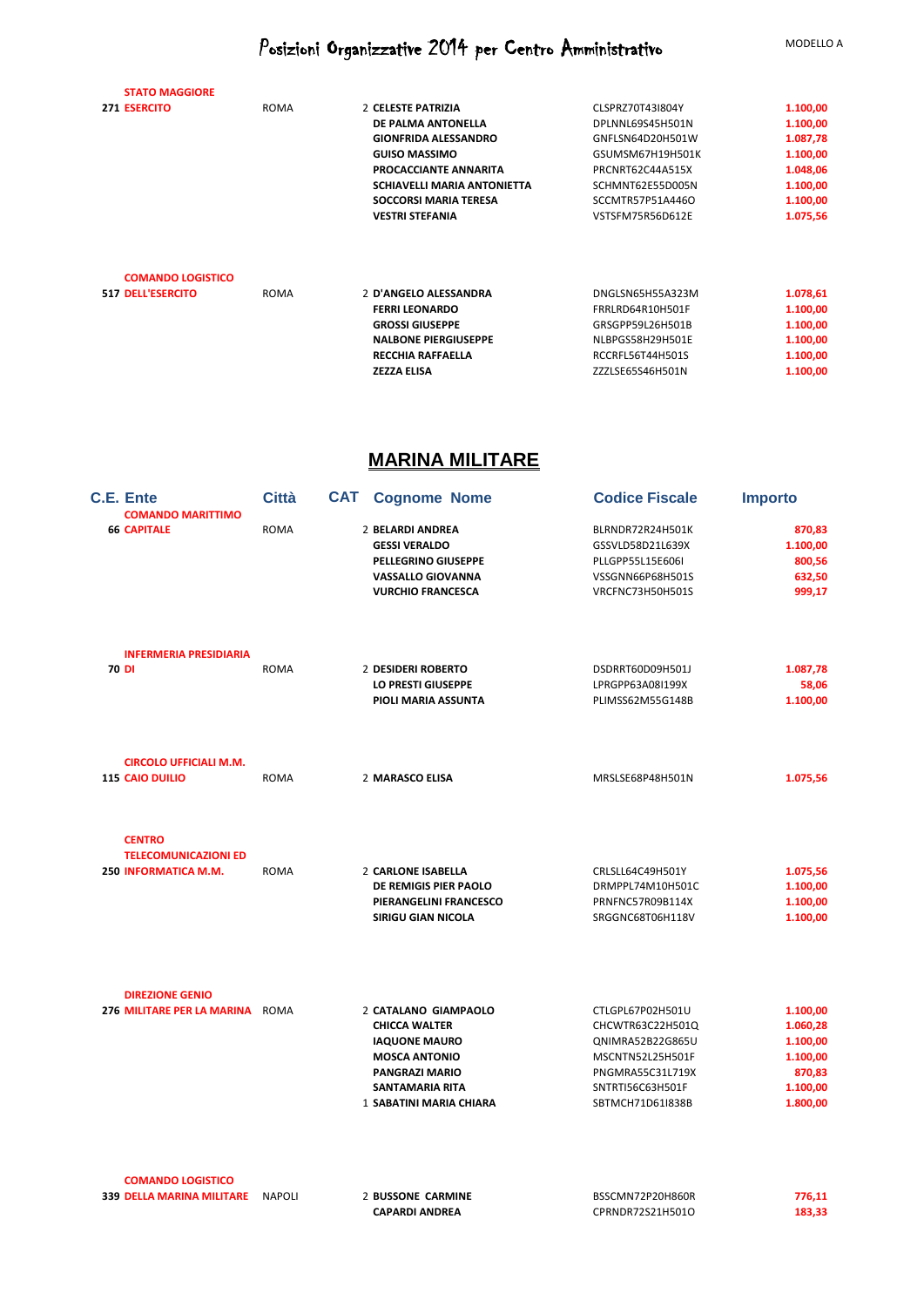# Posizioni Organizzative 2014 per Centro Amministrativo

MODELLO A

| C.E. | Ente | Città | CAT | Cognome Nome | Codice Fiscale | Importo |
|---|---|---|---|---|---|---|
| 271 | STATO MAGGIORE ESERCITO | ROMA | 2 | CELESTE PATRIZIA | CLSPRZ70T43I804Y | 1.100,00 |
| | | | | DE PALMA ANTONELLA | DPLNNL69S45H501N | 1.100,00 |
| | | | | GIONFRIDA ALESSANDRO | GNFLSN64D20H501W | 1.087,78 |
| | | | | GUISO MASSIMO | GSUMSM67H19H501K | 1.100,00 |
| | | | | PROCACCIANTE ANNARITA | PRCNRT62C44A515X | 1.048,06 |
| | | | | SCHIAVELLI MARIA ANTONIETTA | SCHMNT62E55D005N | 1.100,00 |
| | | | | SOCCORSI MARIA TERESA | SCCMTR57P51A446O | 1.100,00 |
| | | | | VESTRI STEFANIA | VSTSFM75R56D612E | 1.075,56 |
| 517 | COMANDO LOGISTICO DELL'ESERCITO | ROMA | 2 | D'ANGELO ALESSANDRA | DNGLSN65H55A323M | 1.078,61 |
| | | | | FERRI LEONARDO | FRRLRD64R10H501F | 1.100,00 |
| | | | | GROSSI GIUSEPPE | GRSGPP59L26H501B | 1.100,00 |
| | | | | NALBONE PIERGIUSEPPE | NLBPGS58H29H501E | 1.100,00 |
| | | | | RECCHIA RAFFAELLA | RCCRFL56T44H501S | 1.100,00 |
| | | | | ZEZZA ELISA | ZZZLSE65S46H501N | 1.100,00 |

## MARINA MILITARE

| C.E. | Ente | Città | CAT | Cognome Nome | Codice Fiscale | Importo |
|---|---|---|---|---|---|---|
| 66 | COMANDO MARITTIMO CAPITALE | ROMA | 2 | BELARDI ANDREA | BLRNDR72R24H501K | 870,83 |
| | | | | GESSI VERALDO | GSSVLD58D21L639X | 1.100,00 |
| | | | | PELLEGRINO GIUSEPPE | PLLGPP55L15E606I | 800,56 |
| | | | | VASSALLO GIOVANNA | VSSGNN66P68H501S | 632,50 |
| | | | | VURCHIO FRANCESCA | VRCFNC73H50H501S | 999,17 |
| 70 | INFERMERIA PRESIDIARIA DI | ROMA | 2 | DESIDERI ROBERTO | DSDRRT60D09H501J | 1.087,78 |
| | | | | LO PRESTI GIUSEPPE | LPRGPP63A08I199X | 58,06 |
| | | | | PIOLI MARIA ASSUNTA | PLIMSS62M55G148B | 1.100,00 |
| 115 | CIRCOLO UFFICIALI M.M. CAIO DUILIO | ROMA | 2 | MARASCO ELISA | MRSLSE68P48H501N | 1.075,56 |
| 250 | CENTRO TELECOMUNICAZIONI ED INFORMATICA M.M. | ROMA | 2 | CARLONE ISABELLA | CRLSLL64C49H501Y | 1.075,56 |
| | | | | DE REMIGIS PIER PAOLO | DRMPPL74M10H501C | 1.100,00 |
| | | | | PIERANGELINI FRANCESCO | PRNFNC57R09B114X | 1.100,00 |
| | | | | SIRIGU GIAN NICOLA | SRGGNC68T06H118V | 1.100,00 |
| 276 | DIREZIONE GENIO MILITARE PER LA MARINA | ROMA | 2 | CATALANO GIAMPAOLO | CTLGPL67P02H501U | 1.100,00 |
| | | | | CHICCA WALTER | CHCWTR63C22H501Q | 1.060,28 |
| | | | | IAQUONE MAURO | QNIMRA52B22G865U | 1.100,00 |
| | | | | MOSCA ANTONIO | MSCNTN52L25H501F | 1.100,00 |
| | | | | PANGRAZI MARIO | PNGMRA55C31L719X | 870,83 |
| | | | | SANTAMARIA RITA | SNTRTI56C63H501F | 1.100,00 |
| | | | 1 | SABATINI MARIA CHIARA | SBTMCH71D61I838B | 1.800,00 |
| 339 | COMANDO LOGISTICO DELLA MARINA MILITARE | NAPOLI | 2 | BUSSONE CARMINE | BSSCMN72P20H860R | 776,11 |
| | | | | CAPARDI ANDREA | CPRNDR72S21H501O | 183,33 |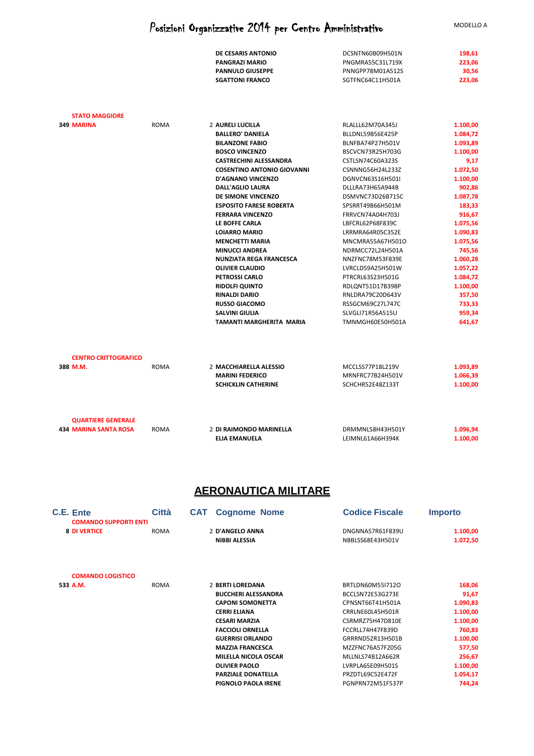# Posizioni Organizzative 2014 per Centro Amministrativo

MODELLO A

| C.E. | Ente | Città | CAT | Cognome Nome | Codice Fiscale | Importo |
|---|---|---|---|---|---|---|
| | | | | DE CESARIS ANTONIO | DCSNTN60B09H501N | 198,61 |
| | | | | PANGRAZI MARIO | PNGMRA55C31L719X | 223,06 |
| | | | | PANNULO GIUSEPPE | PNNGPP78M01A512S | 30,56 |
| | | | | SGATTONI FRANCO | SGTFNC64C11H501A | 223,06 |
| 349 | STATO MAGGIORE MARINA | ROMA | 2 | AURELI LUCILLA | RLALLL62M70A345J | 1.100,00 |
| | | | | BALLERO' DANIELA | BLLDNL59B56E425P | 1.084,72 |
| | | | | BILANZONE FABIO | BLNFBA74P27H501V | 1.093,89 |
| | | | | BOSCO VINCENZO | BSCVCN73R25H703G | 1.100,00 |
| | | | | CASTRECHINI ALESSANDRA | CSTLSN74C60A323S | 9,17 |
| | | | | COSENTINO ANTONIO GIOVANNI | CSNNNG56H24L233Z | 1.072,50 |
| | | | | D'AGNANO VINCENZO | DGNVCN63S16H501I | 1.100,00 |
| | | | | DALL'AGLIO LAURA | DLLLRA73H65A944B | 902,86 |
| | | | | DE SIMONE VINCENZO | DSMVNC73D26B715C | 1.087,78 |
| | | | | ESPOSITO FARESE ROBERTA | SPSRRT49B66H501M | 183,33 |
| | | | | FERRARA VINCENZO | FRRVCN74A04H703J | 916,67 |
| | | | | LE BOFFE CARLA | LBFCRL62P68F839C | 1.075,56 |
| | | | | LOIARRO MARIO | LRRMRA64R05C352E | 1.090,83 |
| | | | | MENCHETTI MARIA | MNCMRA55A67H501O | 1.075,56 |
| | | | | MINUCCI ANDREA | NDRMCC72L24H501A | 745,56 |
| | | | | NUNZIATA REGA FRANCESCA | NNZFNC78M53F839E | 1.060,28 |
| | | | | OLIVIER CLAUDIO | LVRCLD59A25H501W | 1.057,22 |
| | | | | PETROSSI CARLO | PTRCRL63S23H501G | 1.084,72 |
| | | | | RIDOLFI QUINTO | RDLQNT51D17B398P | 1.100,00 |
| | | | | RINALDI DARIO | RNLDRA79C20D643V | 357,50 |
| | | | | RUSSO GIACOMO | RSSGCM69C27L747C | 733,33 |
| | | | | SALVINI GIULIA | SLVGLI71R56A515U | 959,34 |
| | | | | TAMANTI MARGHERITA MARIA | TMNMGH60E50H501A | 641,67 |
| 388 | CENTRO CRITTOGRAFICO M.M. | ROMA | 2 | MACCHIARELLA ALESSIO | MCCLSS77P18L219V | 1.093,89 |
| | | | | MARINI FEDERICO | MRNFRC77B24H501V | 1.066,39 |
| | | | | SCHICKLIN CATHERINE | SCHCHR52E48Z133T | 1.100,00 |
| 434 | QUARTIERE GENERALE MARINA SANTA ROSA | ROMA | 2 | DI RAIMONDO MARINELLA | DRMMNL58H43H501Y | 1.096,94 |
| | | | | ELIA EMANUELA | LEIMNL61A66H394K | 1.100,00 |

## AERONAUTICA MILITARE

| C.E. | Ente | Città | CAT | Cognome Nome | Codice Fiscale | Importo |
|---|---|---|---|---|---|---|
| 8 | COMANDO SUPPORTI ENTI DI VERTICE | ROMA | 2 | D'ANGELO ANNA | DNGNNA57R61F839U | 1.100,00 |
| | | | | NIBBI ALESSIA | NBBLSS68E43H501V | 1.072,50 |
| 533 | COMANDO LOGISTICO A.M. | ROMA | 2 | BERTI LOREDANA | BRTLDN60M55I712O | 168,06 |
| | | | | BUCCHERI ALESSANDRA | BCCLSN72E53G273E | 91,67 |
| | | | | CAPONI SOMONETTA | CPNSNT66T41H501A | 1.090,83 |
| | | | | CERRI ELIANA | CRRLNE60L45H501R | 1.100,00 |
| | | | | CESARI MARZIA | CSRMRZ75H47D810E | 1.100,00 |
| | | | | FACCIOLI ORNELLA | FCCRLL74H47F839D | 760,83 |
| | | | | GUERRISI ORLANDO | GRRRND52R13H501B | 1.100,00 |
| | | | | MAZZIA FRANCESCA | MZZFNC76A57F205G | 577,50 |
| | | | | MILELLA NICOLA OSCAR | MLLNLS74B12A662R | 256,67 |
| | | | | OLIVIER PAOLO | LVRPLA65E09H501S | 1.100,00 |
| | | | | PARZIALE DONATELLA | PRZDTL69C52E472F | 1.054,17 |
| | | | | PIGNOLO PAOLA IRENE | PGNPRN72M51F537P | 744,24 |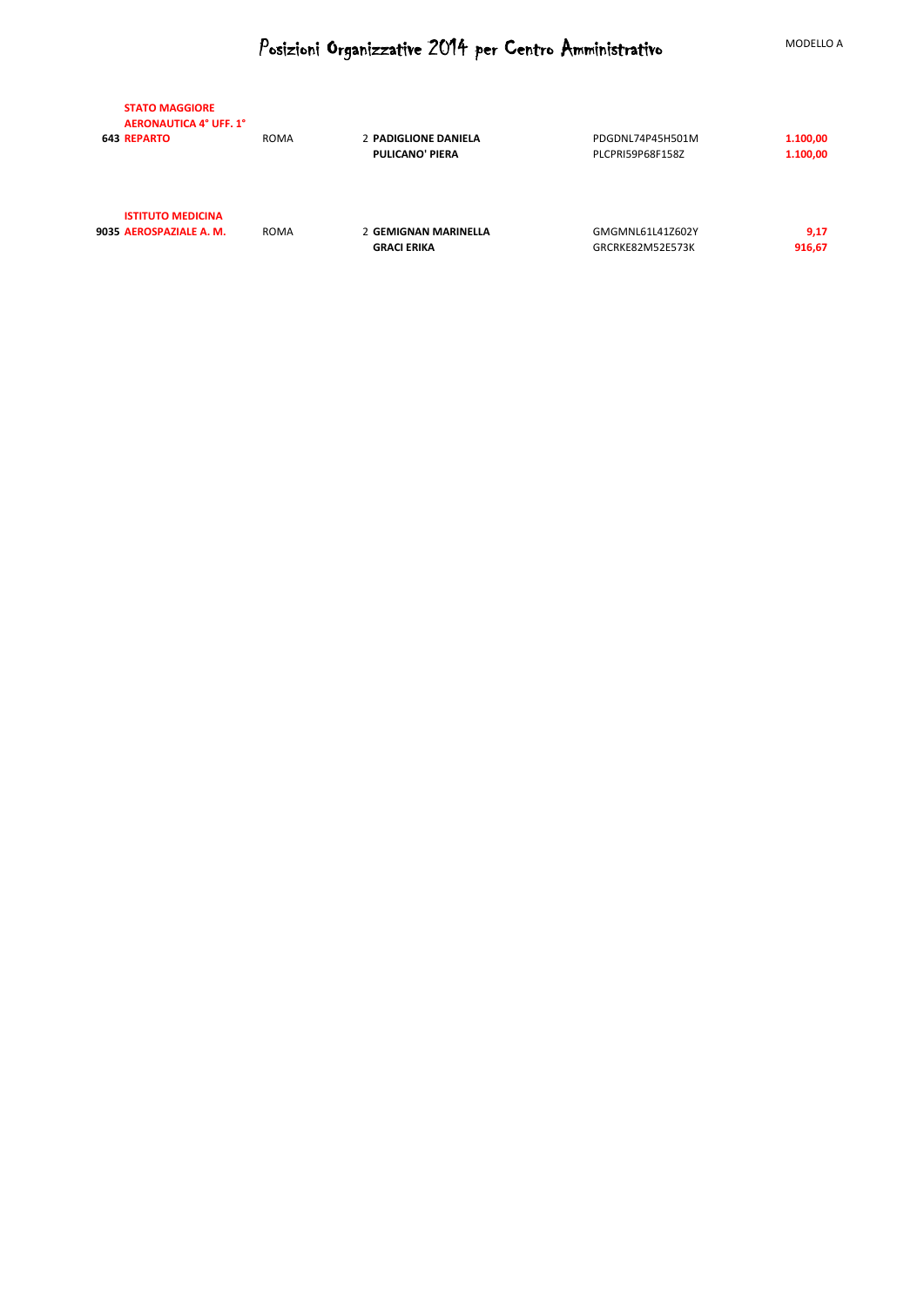# Posizioni Organizzative 2014 per Centro Amministrativo

MODELLO A

| | | | | | |
|---|---|---|---|---|---|
| 643 | **STATO MAGGIORE AERONAUTICA 4° UFF. 1° REPARTO** | ROMA | 2 | **PADIGLIONE DANIELA** | PDGDNL74P45H501M | **1.100,00** |
| | | | | **PULICANO' PIERA** | PLCPRI59P68F158Z | **1.100,00** |
| 9035 | **ISTITUTO MEDICINA AEROSPAZIALE A. M.** | ROMA | 2 | **GEMIGNAN MARINELLA** | GMGMNL61L41Z602Y | **9,17** |
| | | | | **GRACI ERIKA** | GRCRKE82M52E573K | **916,67** |